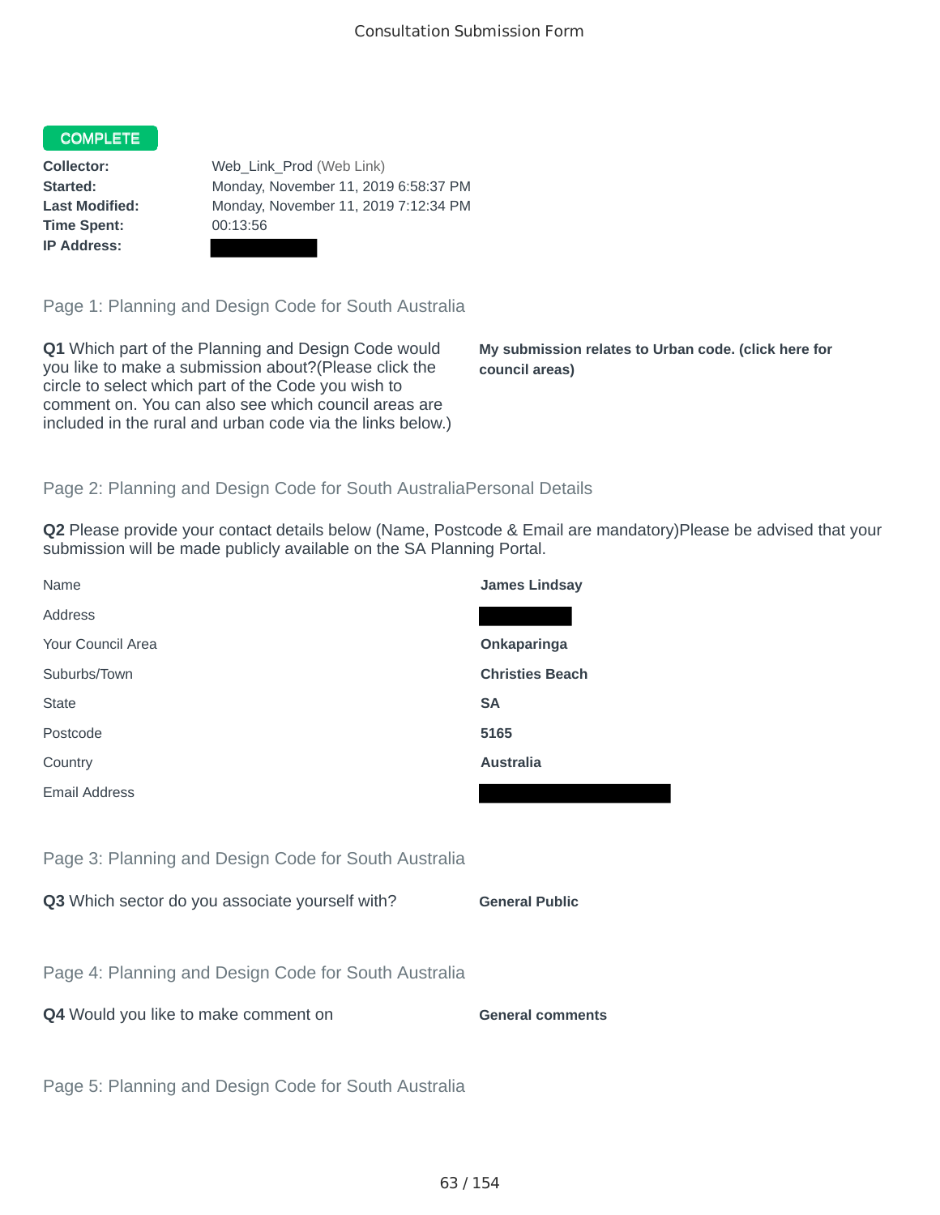Consultation Submission Form

**COMPLETE**

| | |
|---|---|
| **Collector:** | Web_Link_Prod (Web Link) |
| **Started:** | Monday, November 11, 2019 6:58:37 PM |
| **Last Modified:** | Monday, November 11, 2019 7:12:34 PM |
| **Time Spent:** | 00:13:56 |
| **IP Address:** | |

## Page 1: Planning and Design Code for South Australia

**Q1** Which part of the Planning and Design Code would you like to make a submission about?(Please click the circle to select which part of the Code you wish to comment on. You can also see which council areas are included in the rural and urban code via the links below.)

**My submission relates to Urban code. (click here for council areas)**

## Page 2: Planning and Design Code for South AustraliaPersonal Details

**Q2** Please provide your contact details below (Name, Postcode & Email are mandatory)Please be advised that your submission will be made publicly available on the SA Planning Portal.

| | |
|---|---|
| Name | **James Lindsay** |
| Address | |
| Your Council Area | **Onkaparinga** |
| Suburbs/Town | **Christies Beach** |
| State | **SA** |
| Postcode | **5165** |
| Country | **Australia** |
| Email Address | |

## Page 3: Planning and Design Code for South Australia

**Q3** Which sector do you associate yourself with?

**General Public**

## Page 4: Planning and Design Code for South Australia

**Q4** Would you like to make comment on

**General comments**

## Page 5: Planning and Design Code for South Australia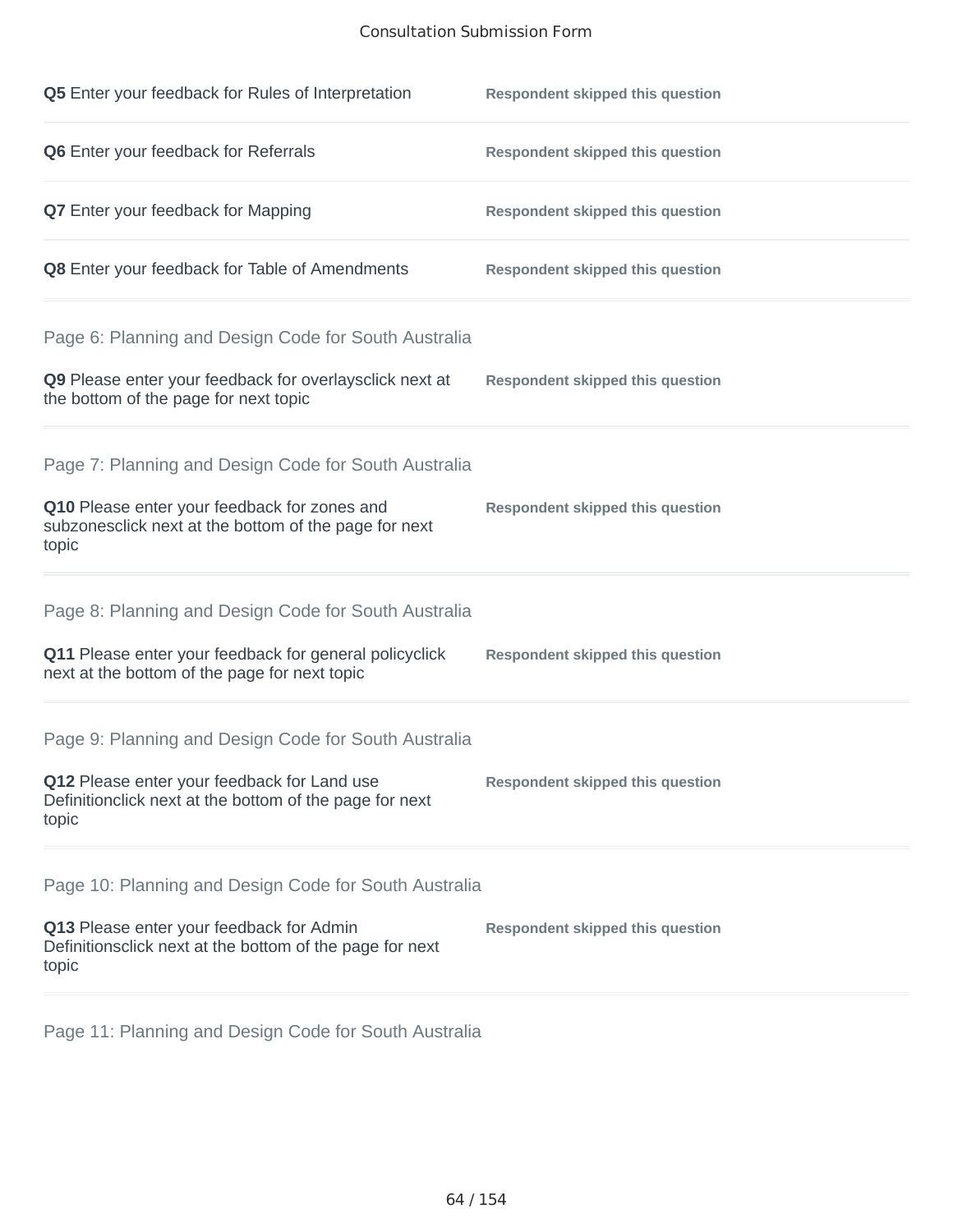**Q5** Enter your feedback for Rules of Interpretation — **Respondent skipped this question**

**Q6** Enter your feedback for Referrals — **Respondent skipped this question**

**Q7** Enter your feedback for Mapping — **Respondent skipped this question**

**Q8** Enter your feedback for Table of Amendments — **Respondent skipped this question**

## Page 6: Planning and Design Code for South Australia

**Q9** Please enter your feedback for overlaysclick next at the bottom of the page for next topic — **Respondent skipped this question**

## Page 7: Planning and Design Code for South Australia

**Q10** Please enter your feedback for zones and subzonesclick next at the bottom of the page for next topic — **Respondent skipped this question**

## Page 8: Planning and Design Code for South Australia

**Q11** Please enter your feedback for general policyclick next at the bottom of the page for next topic — **Respondent skipped this question**

## Page 9: Planning and Design Code for South Australia

**Q12** Please enter your feedback for Land use Definitionclick next at the bottom of the page for next topic — **Respondent skipped this question**

## Page 10: Planning and Design Code for South Australia

**Q13** Please enter your feedback for Admin Definitionsclick next at the bottom of the page for next topic — **Respondent skipped this question**

## Page 11: Planning and Design Code for South Australia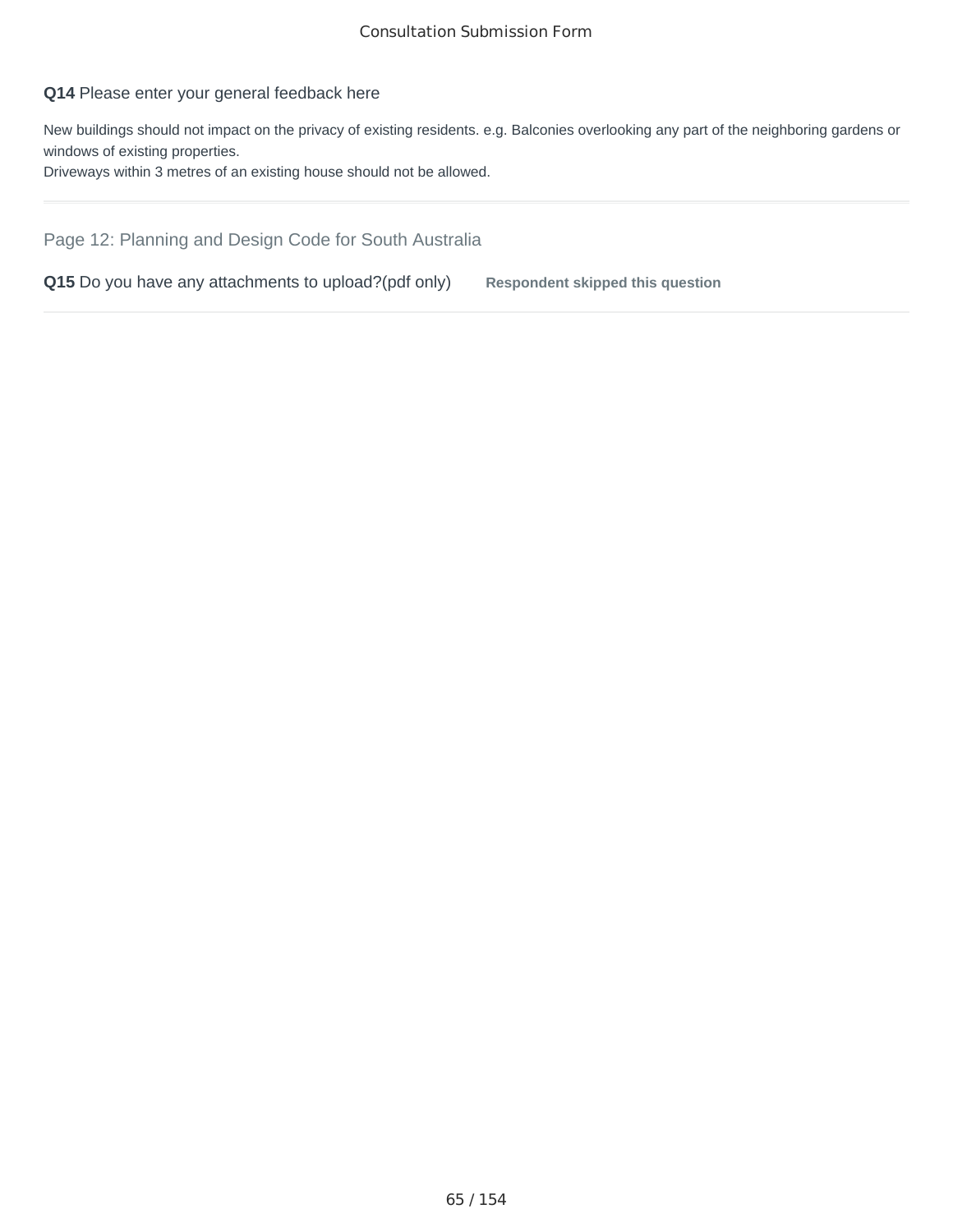**Q14** Please enter your general feedback here

New buildings should not impact on the privacy of existing residents. e.g. Balconies overlooking any part of the neighboring gardens or windows of existing properties.
Driveways within 3 metres of an existing house should not be allowed.

---

Page 12: Planning and Design Code for South Australia

**Q15** Do you have any attachments to upload?(pdf only) **Respondent skipped this question**